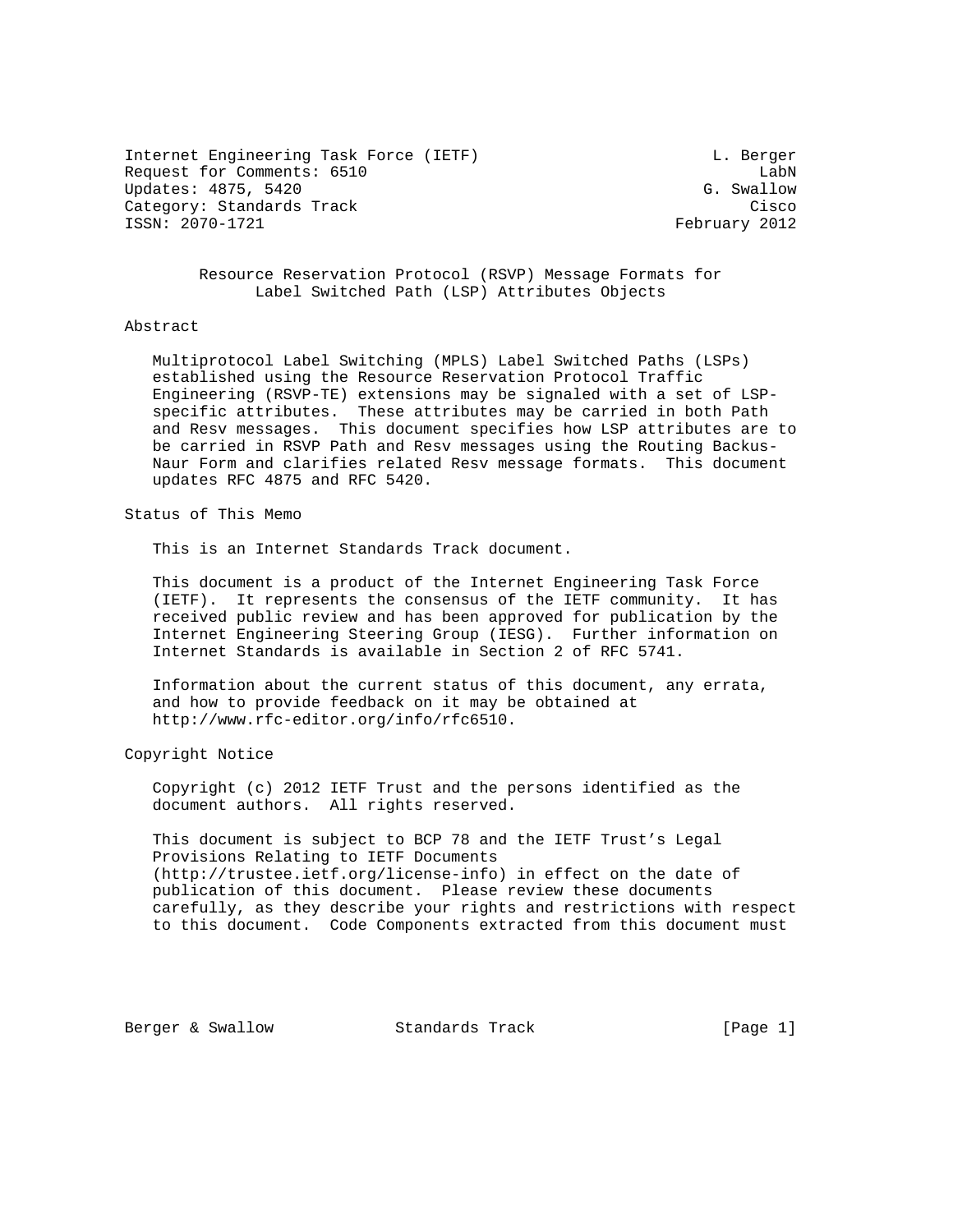Internet Engineering Task Force (IETF)                         L. Berger
Request for Comments: 6510                                          LabN
Updates: 4875, 5420                                           G. Swallow
Category: Standards Track                                          Cisco
ISSN: 2070-1721                                            February 2012

# Resource Reservation Protocol (RSVP) Message Formats for Label Switched Path (LSP) Attributes Objects

## Abstract

Multiprotocol Label Switching (MPLS) Label Switched Paths (LSPs) established using the Resource Reservation Protocol Traffic Engineering (RSVP-TE) extensions may be signaled with a set of LSP-specific attributes. These attributes may be carried in both Path and Resv messages. This document specifies how LSP attributes are to be carried in RSVP Path and Resv messages using the Routing Backus-Naur Form and clarifies related Resv message formats. This document updates RFC 4875 and RFC 5420.

## Status of This Memo

This is an Internet Standards Track document.

This document is a product of the Internet Engineering Task Force (IETF). It represents the consensus of the IETF community. It has received public review and has been approved for publication by the Internet Engineering Steering Group (IESG). Further information on Internet Standards is available in Section 2 of RFC 5741.

Information about the current status of this document, any errata, and how to provide feedback on it may be obtained at http://www.rfc-editor.org/info/rfc6510.

## Copyright Notice

Copyright (c) 2012 IETF Trust and the persons identified as the document authors. All rights reserved.

This document is subject to BCP 78 and the IETF Trust's Legal Provisions Relating to IETF Documents (http://trustee.ietf.org/license-info) in effect on the date of publication of this document. Please review these documents carefully, as they describe your rights and restrictions with respect to this document. Code Components extracted from this document must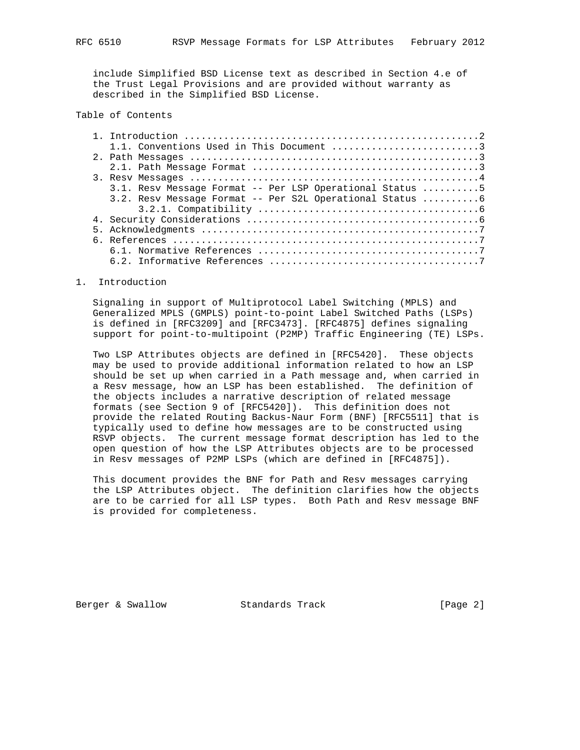include Simplified BSD License text as described in Section 4.e of the Trust Legal Provisions and are provided without warranty as described in the Simplified BSD License.

Table of Contents

```
   1. Introduction ....................................................2
      1.1. Conventions Used in This Document ..........................3
   2. Path Messages ...................................................3
      2.1. Path Message Format ........................................3
   3. Resv Messages ...................................................4
      3.1. Resv Message Format -- Per LSP Operational Status ..........5
      3.2. Resv Message Format -- Per S2L Operational Status ..........6
           3.2.1. Compatibility .......................................6
   4. Security Considerations .........................................6
   5. Acknowledgments .................................................7
   6. References ......................................................7
      6.1. Normative References .......................................7
      6.2. Informative References .....................................7
```

# 1. Introduction

Signaling in support of Multiprotocol Label Switching (MPLS) and Generalized MPLS (GMPLS) point-to-point Label Switched Paths (LSPs) is defined in [RFC3209] and [RFC3473]. [RFC4875] defines signaling support for point-to-multipoint (P2MP) Traffic Engineering (TE) LSPs.

Two LSP Attributes objects are defined in [RFC5420]. These objects may be used to provide additional information related to how an LSP should be set up when carried in a Path message and, when carried in a Resv message, how an LSP has been established. The definition of the objects includes a narrative description of related message formats (see Section 9 of [RFC5420]). This definition does not provide the related Routing Backus-Naur Form (BNF) [RFC5511] that is typically used to define how messages are to be constructed using RSVP objects. The current message format description has led to the open question of how the LSP Attributes objects are to be processed in Resv messages of P2MP LSPs (which are defined in [RFC4875]).

This document provides the BNF for Path and Resv messages carrying the LSP Attributes object. The definition clarifies how the objects are to be carried for all LSP types. Both Path and Resv message BNF is provided for completeness.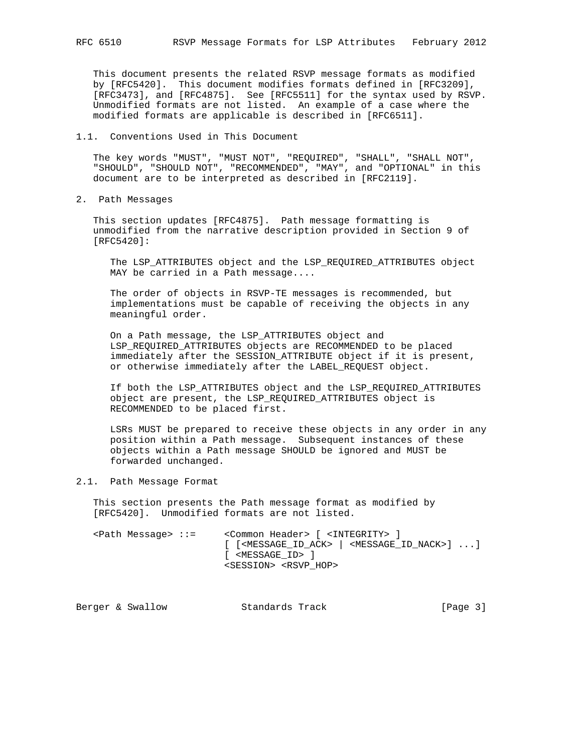This document presents the related RSVP message formats as modified by [RFC5420]. This document modifies formats defined in [RFC3209], [RFC3473], and [RFC4875]. See [RFC5511] for the syntax used by RSVP. Unmodified formats are not listed. An example of a case where the modified formats are applicable is described in [RFC6511].

### 1.1. Conventions Used in This Document

The key words "MUST", "MUST NOT", "REQUIRED", "SHALL", "SHALL NOT", "SHOULD", "SHOULD NOT", "RECOMMENDED", "MAY", and "OPTIONAL" in this document are to be interpreted as described in [RFC2119].

## 2. Path Messages

This section updates [RFC4875]. Path message formatting is unmodified from the narrative description provided in Section 9 of [RFC5420]:

> The LSP_ATTRIBUTES object and the LSP_REQUIRED_ATTRIBUTES object MAY be carried in a Path message....
>
> The order of objects in RSVP-TE messages is recommended, but implementations must be capable of receiving the objects in any meaningful order.
>
> On a Path message, the LSP_ATTRIBUTES object and LSP_REQUIRED_ATTRIBUTES objects are RECOMMENDED to be placed immediately after the SESSION_ATTRIBUTE object if it is present, or otherwise immediately after the LABEL_REQUEST object.
>
> If both the LSP_ATTRIBUTES object and the LSP_REQUIRED_ATTRIBUTES object are present, the LSP_REQUIRED_ATTRIBUTES object is RECOMMENDED to be placed first.
>
> LSRs MUST be prepared to receive these objects in any order in any position within a Path message. Subsequent instances of these objects within a Path message SHOULD be ignored and MUST be forwarded unchanged.

### 2.1. Path Message Format

This section presents the Path message format as modified by [RFC5420]. Unmodified formats are not listed.

```
<Path Message> ::=     <Common Header> [ <INTEGRITY> ]
                       [ [<MESSAGE_ID_ACK> | <MESSAGE_ID_NACK>] ...]
                       [ <MESSAGE_ID> ]
                       <SESSION> <RSVP_HOP>
```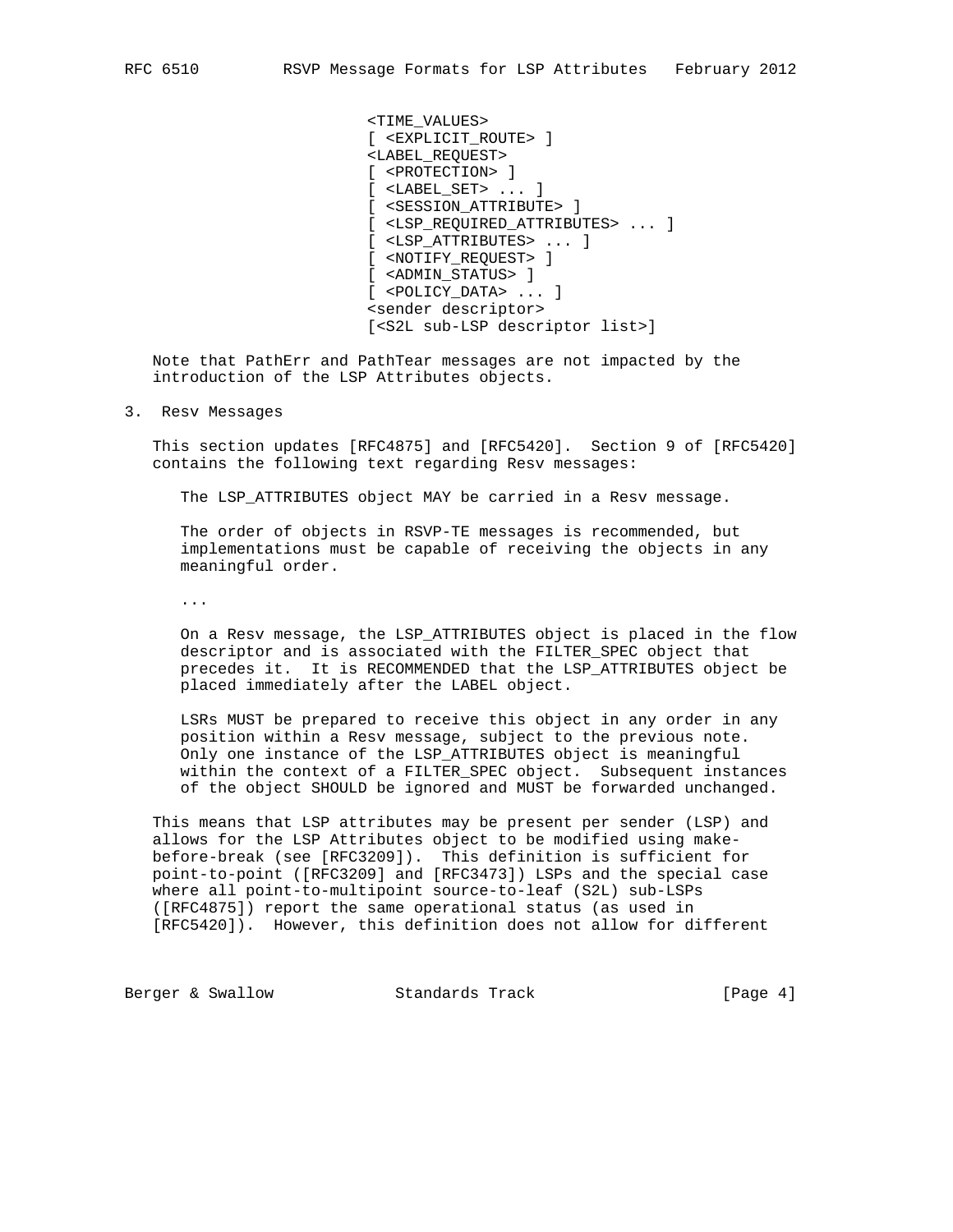```
                           <TIME_VALUES>
                           [ <EXPLICIT_ROUTE> ]
                           <LABEL_REQUEST>
                           [ <PROTECTION> ]
                           [ <LABEL_SET> ... ]
                           [ <SESSION_ATTRIBUTE> ]
                           [ <LSP_REQUIRED_ATTRIBUTES> ... ]
                           [ <LSP_ATTRIBUTES> ... ]
                           [ <NOTIFY_REQUEST> ]
                           [ <ADMIN_STATUS> ]
                           [ <POLICY_DATA> ... ]
                           <sender descriptor>
                           [<S2L sub-LSP descriptor list>]
```

Note that PathErr and PathTear messages are not impacted by the introduction of the LSP Attributes objects.

## 3. Resv Messages

This section updates [RFC4875] and [RFC5420]. Section 9 of [RFC5420] contains the following text regarding Resv messages:

> The LSP_ATTRIBUTES object MAY be carried in a Resv message.
>
> The order of objects in RSVP-TE messages is recommended, but implementations must be capable of receiving the objects in any meaningful order.
>
> ...
>
> On a Resv message, the LSP_ATTRIBUTES object is placed in the flow descriptor and is associated with the FILTER_SPEC object that precedes it. It is RECOMMENDED that the LSP_ATTRIBUTES object be placed immediately after the LABEL object.
>
> LSRs MUST be prepared to receive this object in any order in any position within a Resv message, subject to the previous note. Only one instance of the LSP_ATTRIBUTES object is meaningful within the context of a FILTER_SPEC object. Subsequent instances of the object SHOULD be ignored and MUST be forwarded unchanged.

This means that LSP attributes may be present per sender (LSP) and allows for the LSP Attributes object to be modified using make-before-break (see [RFC3209]). This definition is sufficient for point-to-point ([RFC3209] and [RFC3473]) LSPs and the special case where all point-to-multipoint source-to-leaf (S2L) sub-LSPs ([RFC4875]) report the same operational status (as used in [RFC5420]). However, this definition does not allow for different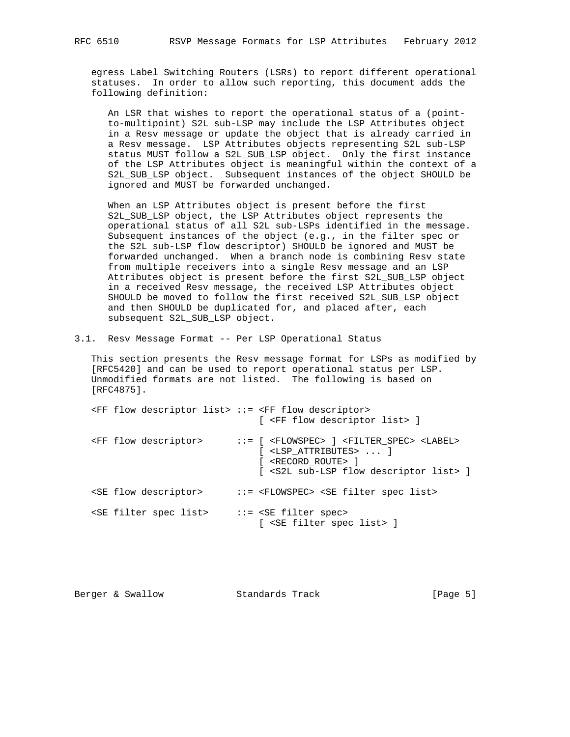egress Label Switching Routers (LSRs) to report different operational statuses. In order to allow such reporting, this document adds the following definition:

> An LSR that wishes to report the operational status of a (point-to-multipoint) S2L sub-LSP may include the LSP Attributes object in a Resv message or update the object that is already carried in a Resv message. LSP Attributes objects representing S2L sub-LSP status MUST follow a S2L_SUB_LSP object. Only the first instance of the LSP Attributes object is meaningful within the context of a S2L_SUB_LSP object. Subsequent instances of the object SHOULD be ignored and MUST be forwarded unchanged.
>
> When an LSP Attributes object is present before the first S2L_SUB_LSP object, the LSP Attributes object represents the operational status of all S2L sub-LSPs identified in the message. Subsequent instances of the object (e.g., in the filter spec or the S2L sub-LSP flow descriptor) SHOULD be ignored and MUST be forwarded unchanged. When a branch node is combining Resv state from multiple receivers into a single Resv message and an LSP Attributes object is present before the first S2L_SUB_LSP object in a received Resv message, the received LSP Attributes object SHOULD be moved to follow the first received S2L_SUB_LSP object and then SHOULD be duplicated for, and placed after, each subsequent S2L_SUB_LSP object.

## 3.1. Resv Message Format -- Per LSP Operational Status

This section presents the Resv message format for LSPs as modified by [RFC5420] and can be used to report operational status per LSP. Unmodified formats are not listed. The following is based on [RFC4875].

```
<FF flow descriptor list> ::= <FF flow descriptor>
                              [ <FF flow descriptor list> ]

<FF flow descriptor>      ::= [ <FLOWSPEC> ] <FILTER_SPEC> <LABEL>
                              [ <LSP_ATTRIBUTES> ... ]
                              [ <RECORD_ROUTE> ]
                              [ <S2L sub-LSP flow descriptor list> ]

<SE flow descriptor>      ::= <FLOWSPEC> <SE filter spec list>

<SE filter spec list>     ::= <SE filter spec>
                              [ <SE filter spec list> ]
```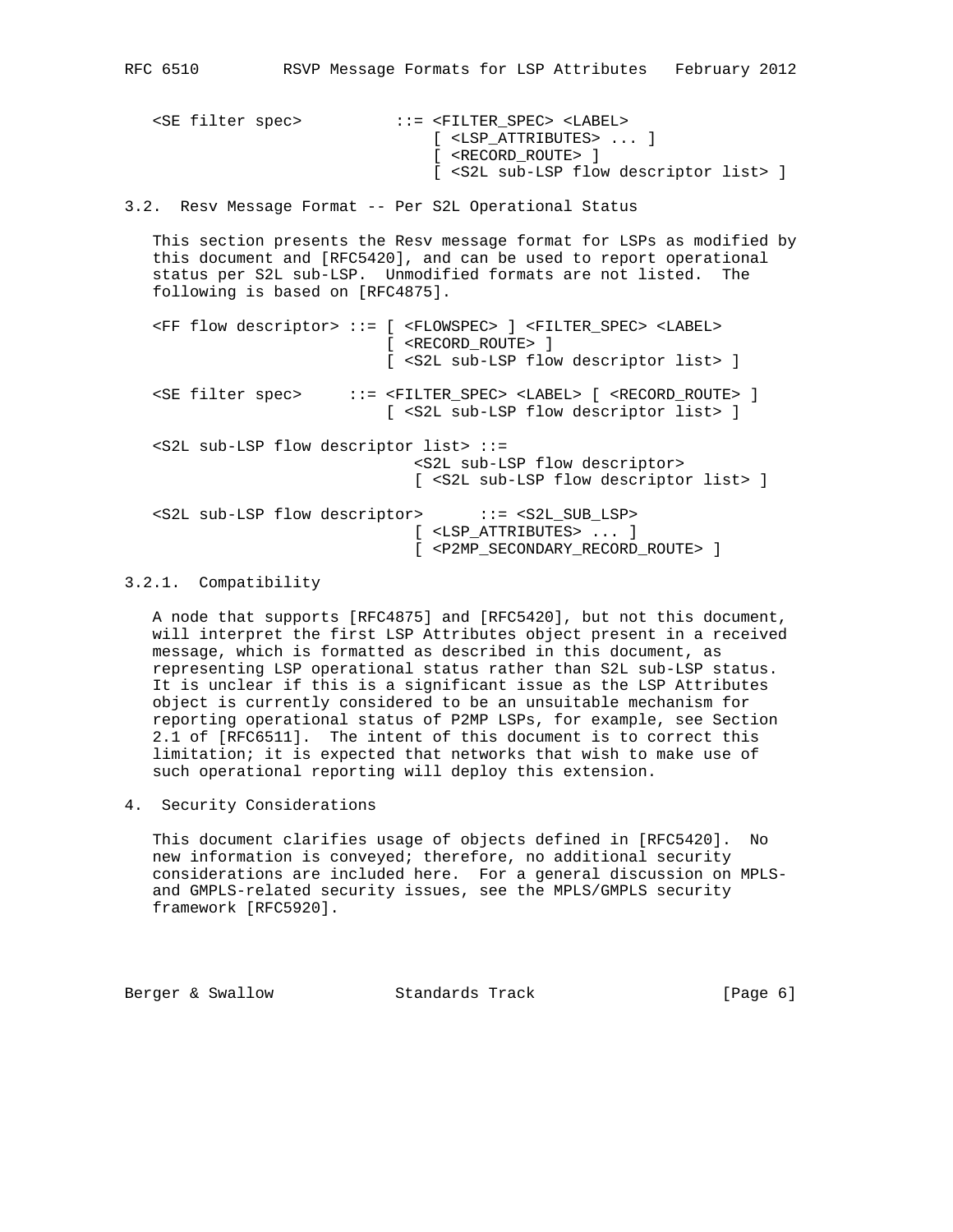```
<SE filter spec>          ::= <FILTER_SPEC> <LABEL>
                                [ <LSP_ATTRIBUTES> ... ]
                                [ <RECORD_ROUTE> ]
                                [ <S2L sub-LSP flow descriptor list> ]
```

### 3.2. Resv Message Format -- Per S2L Operational Status

This section presents the Resv message format for LSPs as modified by this document and [RFC5420], and can be used to report operational status per S2L sub-LSP. Unmodified formats are not listed. The following is based on [RFC4875].

```
<FF flow descriptor> ::= [ <FLOWSPEC> ] <FILTER_SPEC> <LABEL>
                         [ <RECORD_ROUTE> ]
                         [ <S2L sub-LSP flow descriptor list> ]

<SE filter spec>     ::= <FILTER_SPEC> <LABEL> [ <RECORD_ROUTE> ]
                         [ <S2L sub-LSP flow descriptor list> ]

<S2L sub-LSP flow descriptor list> ::=
                             <S2L sub-LSP flow descriptor>
                             [ <S2L sub-LSP flow descriptor list> ]

<S2L sub-LSP flow descriptor>      ::= <S2L_SUB_LSP>
                             [ <LSP_ATTRIBUTES> ... ]
                             [ <P2MP_SECONDARY_RECORD_ROUTE> ]
```

#### 3.2.1. Compatibility

A node that supports [RFC4875] and [RFC5420], but not this document, will interpret the first LSP Attributes object present in a received message, which is formatted as described in this document, as representing LSP operational status rather than S2L sub-LSP status. It is unclear if this is a significant issue as the LSP Attributes object is currently considered to be an unsuitable mechanism for reporting operational status of P2MP LSPs, for example, see Section 2.1 of [RFC6511]. The intent of this document is to correct this limitation; it is expected that networks that wish to make use of such operational reporting will deploy this extension.

## 4. Security Considerations

This document clarifies usage of objects defined in [RFC5420]. No new information is conveyed; therefore, no additional security considerations are included here. For a general discussion on MPLS- and GMPLS-related security issues, see the MPLS/GMPLS security framework [RFC5920].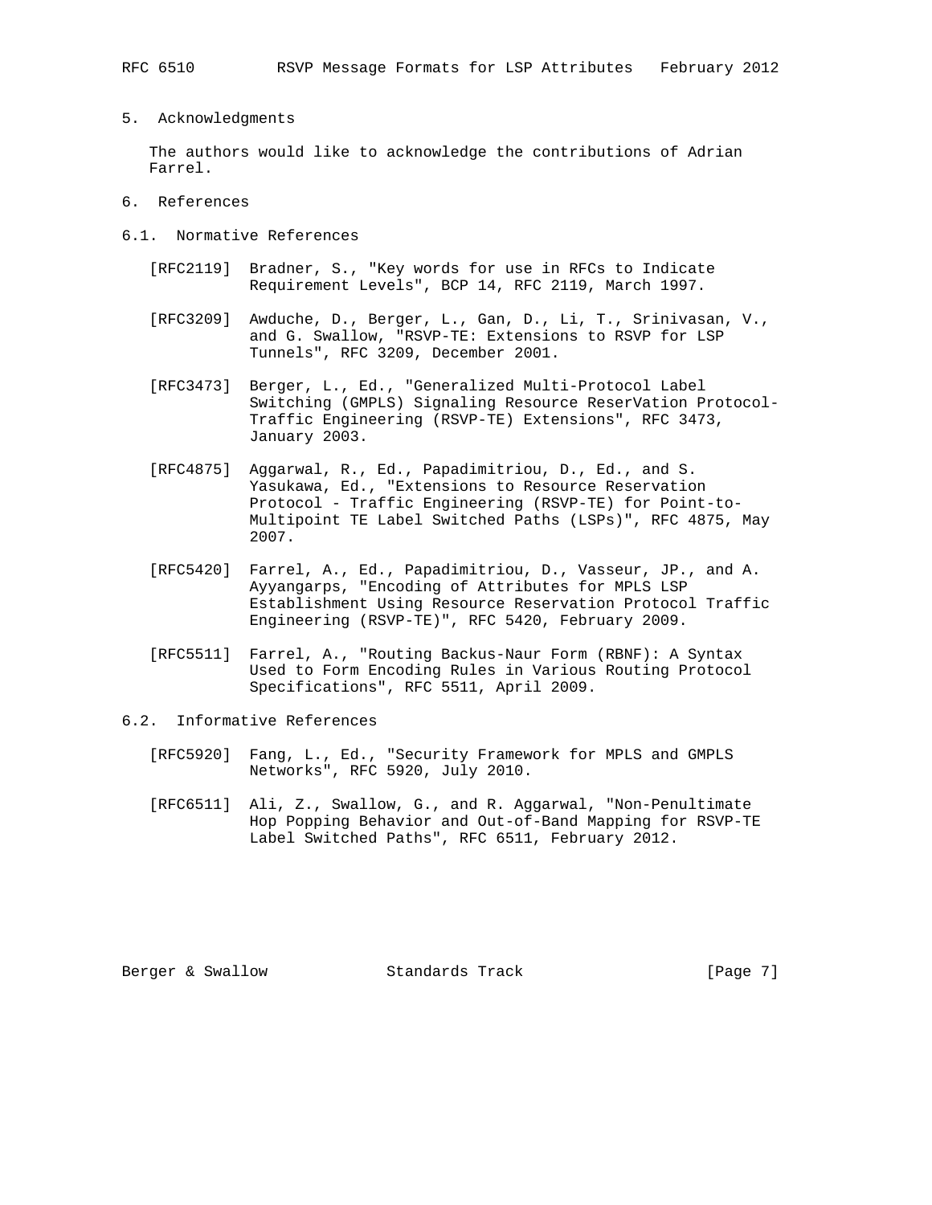## 5. Acknowledgments

The authors would like to acknowledge the contributions of Adrian Farrel.

## 6. References

### 6.1. Normative References

[RFC2119] Bradner, S., "Key words for use in RFCs to Indicate Requirement Levels", BCP 14, RFC 2119, March 1997.

[RFC3209] Awduche, D., Berger, L., Gan, D., Li, T., Srinivasan, V., and G. Swallow, "RSVP-TE: Extensions to RSVP for LSP Tunnels", RFC 3209, December 2001.

[RFC3473] Berger, L., Ed., "Generalized Multi-Protocol Label Switching (GMPLS) Signaling Resource ReserVation Protocol-Traffic Engineering (RSVP-TE) Extensions", RFC 3473, January 2003.

[RFC4875] Aggarwal, R., Ed., Papadimitriou, D., Ed., and S. Yasukawa, Ed., "Extensions to Resource Reservation Protocol - Traffic Engineering (RSVP-TE) for Point-to-Multipoint TE Label Switched Paths (LSPs)", RFC 4875, May 2007.

[RFC5420] Farrel, A., Ed., Papadimitriou, D., Vasseur, JP., and A. Ayyangarps, "Encoding of Attributes for MPLS LSP Establishment Using Resource Reservation Protocol Traffic Engineering (RSVP-TE)", RFC 5420, February 2009.

[RFC5511] Farrel, A., "Routing Backus-Naur Form (RBNF): A Syntax Used to Form Encoding Rules in Various Routing Protocol Specifications", RFC 5511, April 2009.

### 6.2. Informative References

[RFC5920] Fang, L., Ed., "Security Framework for MPLS and GMPLS Networks", RFC 5920, July 2010.

[RFC6511] Ali, Z., Swallow, G., and R. Aggarwal, "Non-Penultimate Hop Popping Behavior and Out-of-Band Mapping for RSVP-TE Label Switched Paths", RFC 6511, February 2012.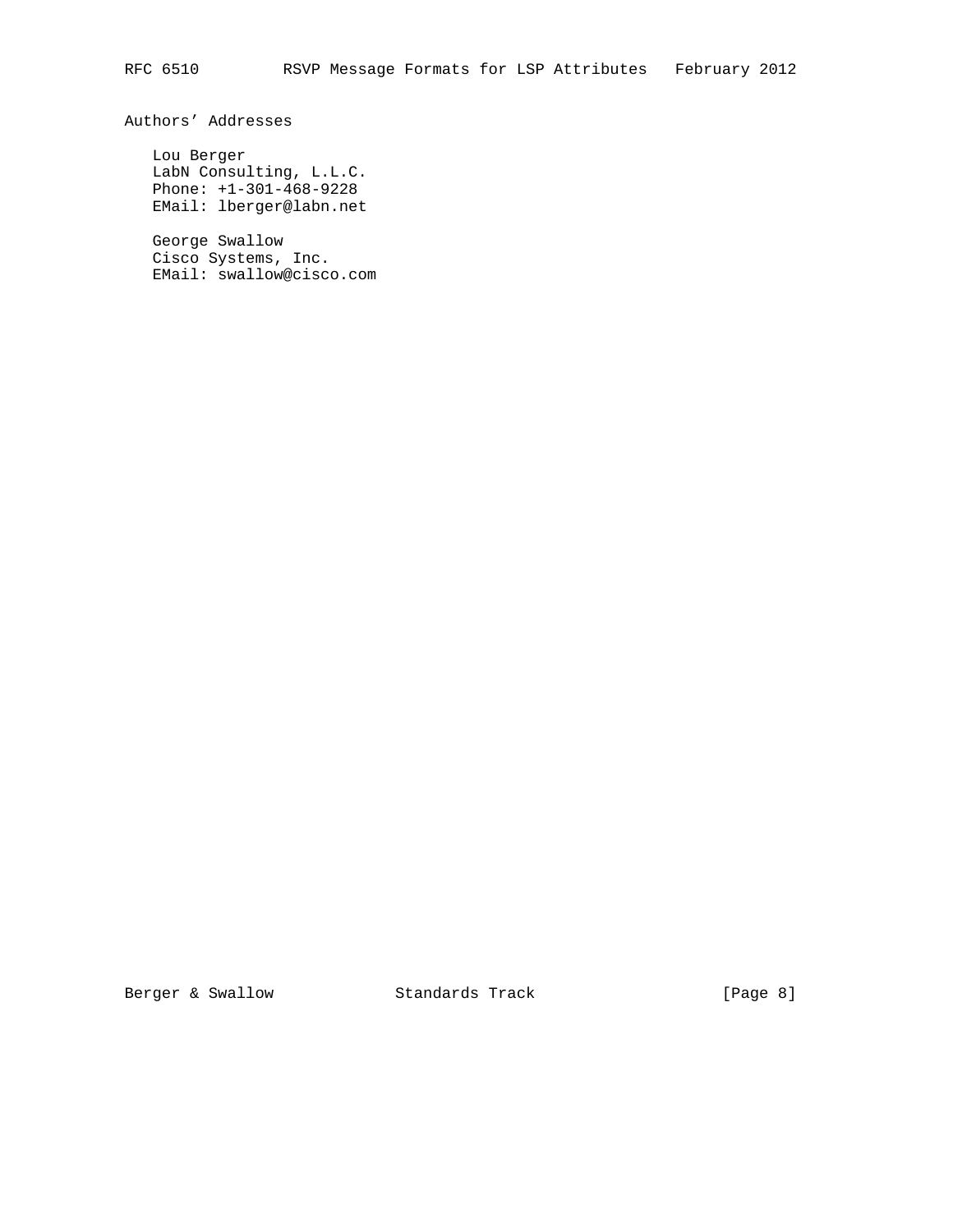## Authors' Addresses

Lou Berger
LabN Consulting, L.L.C.
Phone: +1-301-468-9228
EMail: lberger@labn.net

George Swallow
Cisco Systems, Inc.
EMail: swallow@cisco.com